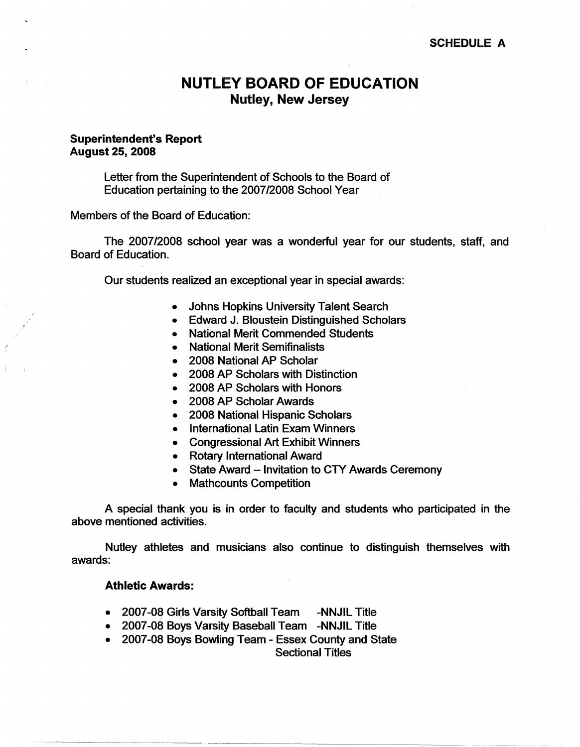**SCHEDULE A**

# NUTLEY BOARD OF EDUCATION

## Nutley, New Jersey

**Superintendent's Report**
**August 25, 2008**

Letter from the Superintendent of Schools to the Board of Education pertaining to the 2007/2008 School Year

Members of the Board of Education:

The 2007/2008 school year was a wonderful year for our students, staff, and Board of Education.

Our students realized an exceptional year in special awards:

- Johns Hopkins University Talent Search
- Edward J. Bloustein Distinguished Scholars
- National Merit Commended Students
- National Merit Semifinalists
- 2008 National AP Scholar
- 2008 AP Scholars with Distinction
- 2008 AP Scholars with Honors
- 2008 AP Scholar Awards
- 2008 National Hispanic Scholars
- International Latin Exam Winners
- Congressional Art Exhibit Winners
- Rotary International Award
- State Award – Invitation to CTY Awards Ceremony
- Mathcounts Competition

A special thank you is in order to faculty and students who participated in the above mentioned activities.

Nutley athletes and musicians also continue to distinguish themselves with awards:

**Athletic Awards:**

- 2007-08 Girls Varsity Softball Team -NNJIL Title
- 2007-08 Boys Varsity Baseball Team -NNJIL Title
- 2007-08 Boys Bowling Team - Essex County and State Sectional Titles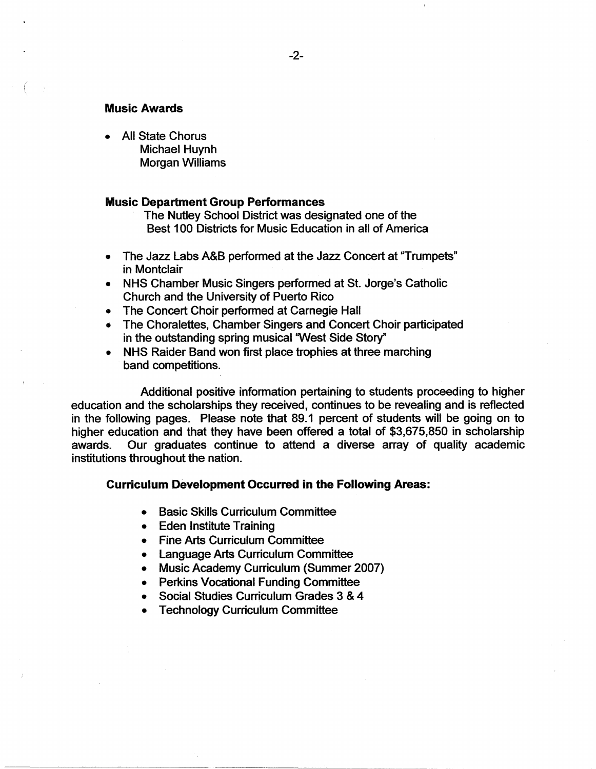**Music Awards**

- All State Chorus
  Michael Huynh
  Morgan Williams

**Music Department Group Performances**

The Nutley School District was designated one of the Best 100 Districts for Music Education in all of America

- The Jazz Labs A&B performed at the Jazz Concert at "Trumpets" in Montclair
- NHS Chamber Music Singers performed at St. Jorge's Catholic Church and the University of Puerto Rico
- The Concert Choir performed at Carnegie Hall
- The Choralettes, Chamber Singers and Concert Choir participated in the outstanding spring musical "West Side Story"
- NHS Raider Band won first place trophies at three marching band competitions.

Additional positive information pertaining to students proceeding to higher education and the scholarships they received, continues to be revealing and is reflected in the following pages. Please note that 89.1 percent of students will be going on to higher education and that they have been offered a total of $3,675,850 in scholarship awards. Our graduates continue to attend a diverse array of quality academic institutions throughout the nation.

**Curriculum Development Occurred in the Following Areas:**

- Basic Skills Curriculum Committee
- Eden Institute Training
- Fine Arts Curriculum Committee
- Language Arts Curriculum Committee
- Music Academy Curriculum (Summer 2007)
- Perkins Vocational Funding Committee
- Social Studies Curriculum Grades 3 & 4
- Technology Curriculum Committee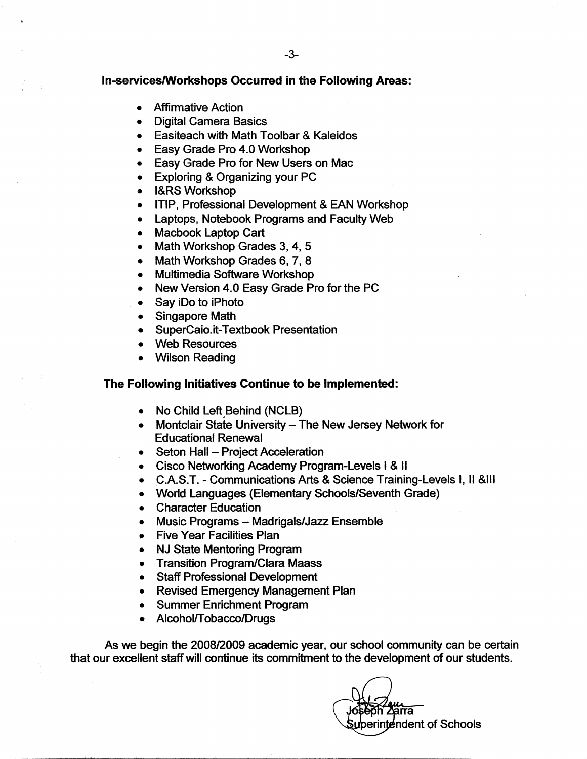**In-services/Workshops Occurred in the Following Areas:**

- Affirmative Action
- Digital Camera Basics
- Easiteach with Math Toolbar & Kaleidos
- Easy Grade Pro 4.0 Workshop
- Easy Grade Pro for New Users on Mac
- Exploring & Organizing your PC
- I&RS Workshop
- ITIP, Professional Development & EAN Workshop
- Laptops, Notebook Programs and Faculty Web
- Macbook Laptop Cart
- Math Workshop Grades 3, 4, 5
- Math Workshop Grades 6, 7, 8
- Multimedia Software Workshop
- New Version 4.0 Easy Grade Pro for the PC
- Say iDo to iPhoto
- Singapore Math
- SuperCaio.it-Textbook Presentation
- Web Resources
- Wilson Reading

**The Following Initiatives Continue to be Implemented:**

- No Child Left Behind (NCLB)
- Montclair State University – The New Jersey Network for Educational Renewal
- Seton Hall – Project Acceleration
- Cisco Networking Academy Program-Levels I & II
- C.A.S.T. - Communications Arts & Science Training-Levels I, II &III
- World Languages (Elementary Schools/Seventh Grade)
- Character Education
- Music Programs – Madrigals/Jazz Ensemble
- Five Year Facilities Plan
- NJ State Mentoring Program
- Transition Program/Clara Maass
- Staff Professional Development
- Revised Emergency Management Plan
- Summer Enrichment Program
- Alcohol/Tobacco/Drugs

As we begin the 2008/2009 academic year, our school community can be certain that our excellent staff will continue its commitment to the development of our students.

Joseph Zarra
Superintendent of Schools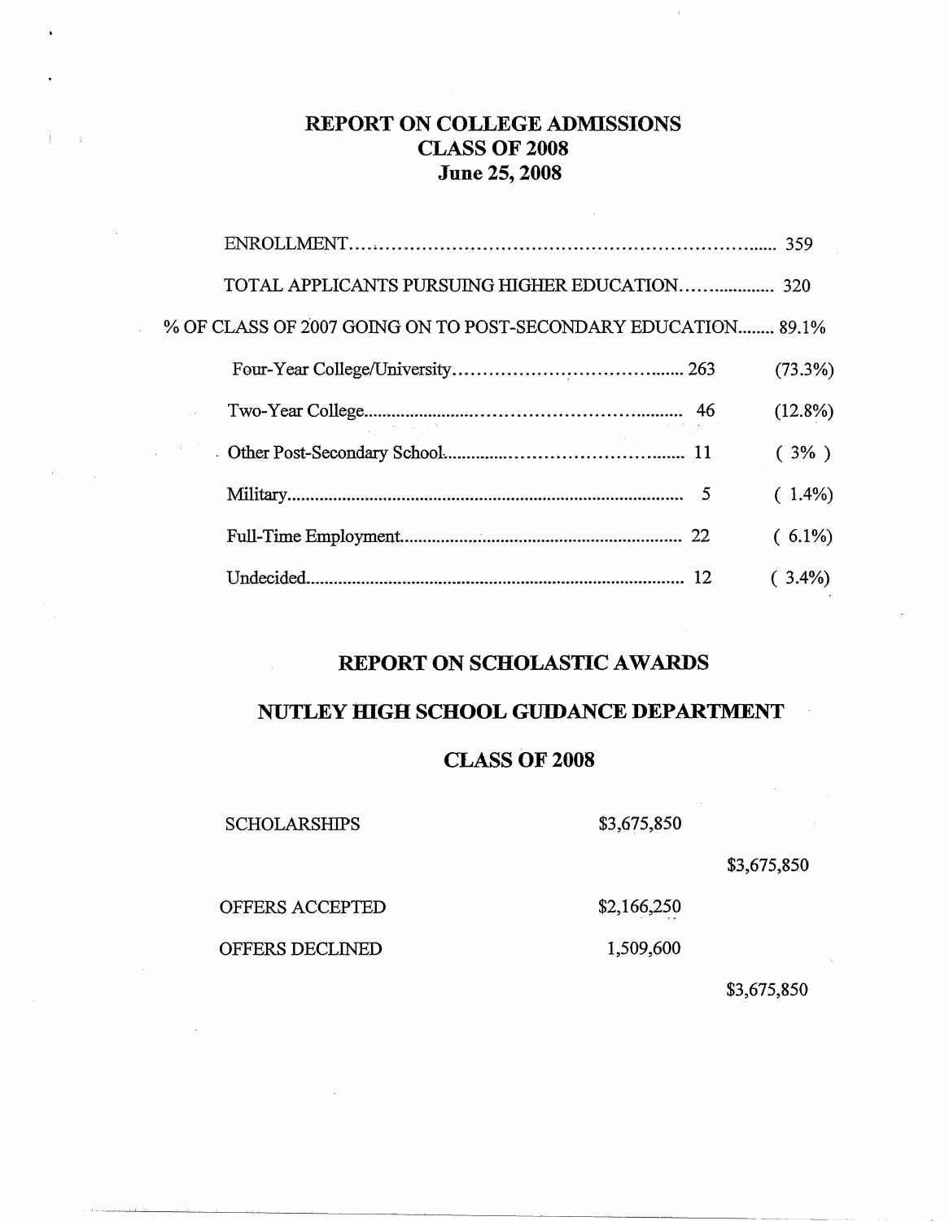# REPORT ON COLLEGE ADMISSIONS
# CLASS OF 2008
# June 25, 2008

ENROLLMENT........................................................................ 359

TOTAL APPLICANTS PURSUING HIGHER EDUCATION..................... 320

% OF CLASS OF 2007 GOING ON TO POST-SECONDARY EDUCATION........ 89.1%

| | | |
|---|---|---|
| Four-Year College/University | 263 | (73.3%) |
| Two-Year College | 46 | (12.8%) |
| Other Post-Secondary School | 11 | ( 3% ) |
| Military | 5 | ( 1.4%) |
| Full-Time Employment | 22 | ( 6.1%) |
| Undecided | 12 | ( 3.4%) |

## REPORT ON SCHOLASTIC AWARDS

## NUTLEY HIGH SCHOOL GUIDANCE DEPARTMENT

## CLASS OF 2008

| | | |
|---|---|---|
| SCHOLARSHIPS | $3,675,850 | |
| | | $3,675,850 |
| OFFERS ACCEPTED | $2,166,250 | |
| OFFERS DECLINED | 1,509,600 | |
| | | $3,675,850 |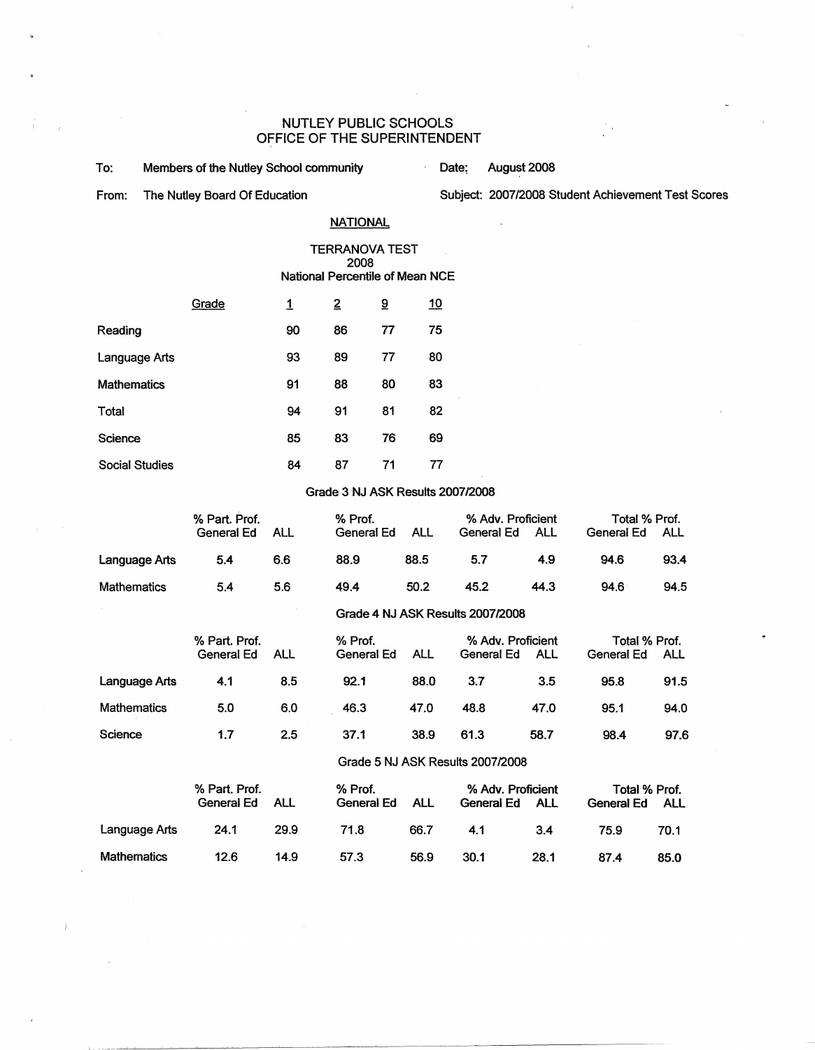# NUTLEY PUBLIC SCHOOLS
## OFFICE OF THE SUPERINTENDENT

To: Members of the Nutley School community | Date: August 2008

From: The Nutley Board Of Education | Subject: 2007/2008 Student Achievement Test Scores

### NATIONAL

**TERRANOVA TEST**
**2008**
**National Percentile of Mean NCE**

| Grade | 1 | 2 | 9 | 10 |
|---|---|---|---|---|
| Reading | 90 | 86 | 77 | 75 |
| Language Arts | 93 | 89 | 77 | 80 |
| Mathematics | 91 | 88 | 80 | 83 |
| Total | 94 | 91 | 81 | 82 |
| Science | 85 | 83 | 76 | 69 |
| Social Studies | 84 | 87 | 71 | 77 |

**Grade 3 NJ ASK Results 2007/2008**

| | % Part. Prof. General Ed | ALL | % Prof. General Ed | ALL | % Adv. Proficient General Ed | ALL | Total % Prof. General Ed | ALL |
|---|---|---|---|---|---|---|---|---|
| Language Arts | 5.4 | 6.6 | 88.9 | 88.5 | 5.7 | 4.9 | 94.6 | 93.4 |
| Mathematics | 5.4 | 5.6 | 49.4 | 50.2 | 45.2 | 44.3 | 94.6 | 94.5 |

**Grade 4 NJ ASK Results 2007/2008**

| | % Part. Prof. General Ed | ALL | % Prof. General Ed | ALL | % Adv. Proficient General Ed | ALL | Total % Prof. General Ed | ALL |
|---|---|---|---|---|---|---|---|---|
| Language Arts | 4.1 | 8.5 | 92.1 | 88.0 | 3.7 | 3.5 | 95.8 | 91.5 |
| Mathematics | 5.0 | 6.0 | 46.3 | 47.0 | 48.8 | 47.0 | 95.1 | 94.0 |
| Science | 1.7 | 2.5 | 37.1 | 38.9 | 61.3 | 58.7 | 98.4 | 97.6 |

**Grade 5 NJ ASK Results 2007/2008**

| | % Part. Prof. General Ed | ALL | % Prof. General Ed | ALL | % Adv. Proficient General Ed | ALL | Total % Prof. General Ed | ALL |
|---|---|---|---|---|---|---|---|---|
| Language Arts | 24.1 | 29.9 | 71.8 | 66.7 | 4.1 | 3.4 | 75.9 | 70.1 |
| Mathematics | 12.6 | 14.9 | 57.3 | 56.9 | 30.1 | 28.1 | 87.4 | 85.0 |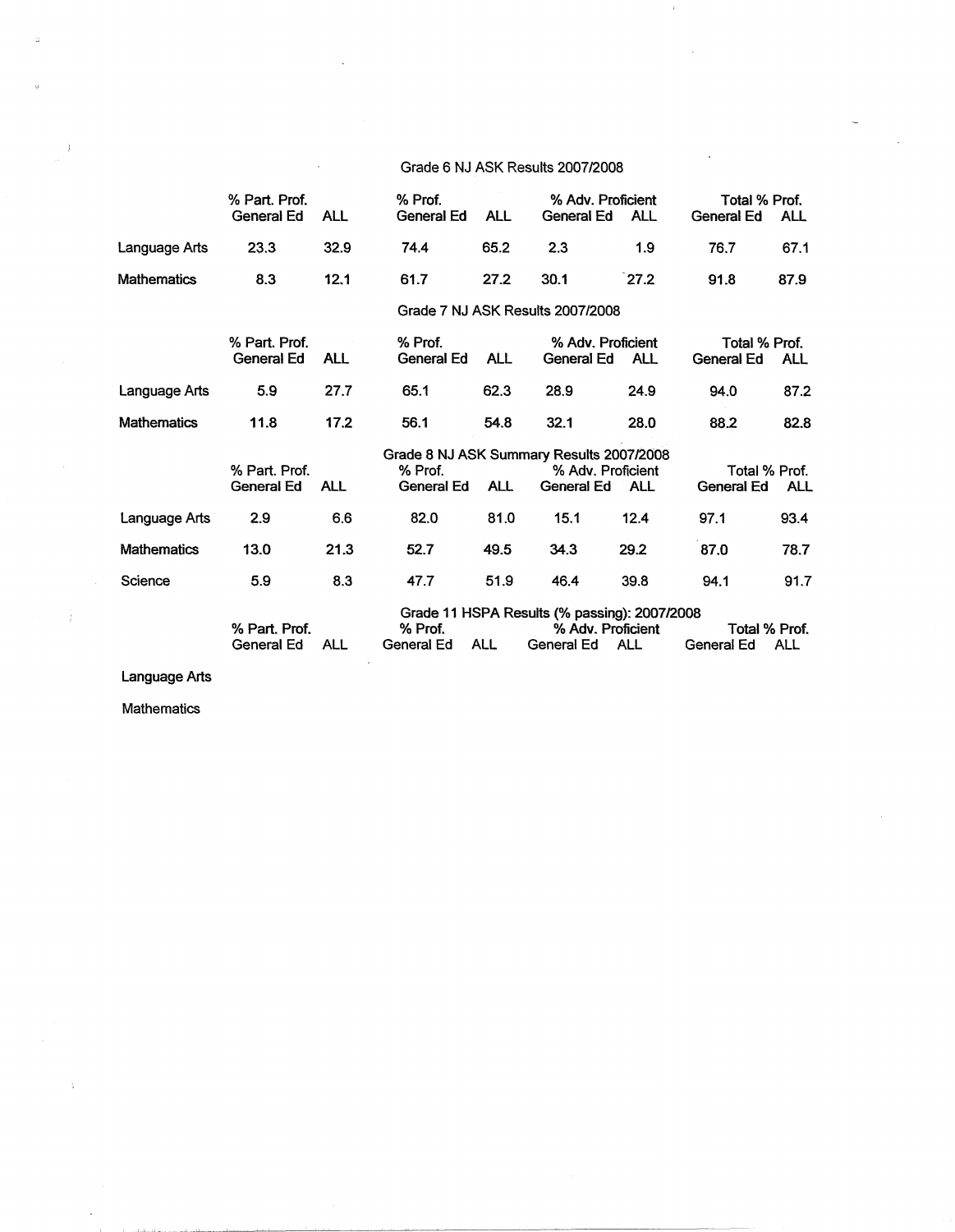Grade 6 NJ ASK Results 2007/2008

| | % Part. Prof. | | % Prof. | | % Adv. Proficient | | Total % Prof. | |
|---|---|---|---|---|---|---|---|---|
| | General Ed | ALL | General Ed | ALL | General Ed | ALL | General Ed | ALL |
| Language Arts | 23.3 | 32.9 | 74.4 | 65.2 | 2.3 | 1.9 | 76.7 | 67.1 |
| Mathematics | 8.3 | 12.1 | 61.7 | 27.2 | 30.1 | 27.2 | 91.8 | 87.9 |

Grade 7 NJ ASK Results 2007/2008

| | % Part. Prof. | | % Prof. | | % Adv. Proficient | | Total % Prof. | |
|---|---|---|---|---|---|---|---|---|
| | General Ed | ALL | General Ed | ALL | General Ed | ALL | General Ed | ALL |
| Language Arts | 5.9 | 27.7 | 65.1 | 62.3 | 28.9 | 24.9 | 94.0 | 87.2 |
| Mathematics | 11.8 | 17.2 | 56.1 | 54.8 | 32.1 | 28.0 | 88.2 | 82.8 |

Grade 8 NJ ASK Summary Results 2007/2008

| | % Part. Prof. | | % Prof. | | % Adv. Proficient | | Total % Prof. | |
|---|---|---|---|---|---|---|---|---|
| | General Ed | ALL | General Ed | ALL | General Ed | ALL | General Ed | ALL |
| Language Arts | 2.9 | 6.6 | 82.0 | 81.0 | 15.1 | 12.4 | 97.1 | 93.4 |
| Mathematics | 13.0 | 21.3 | 52.7 | 49.5 | 34.3 | 29.2 | 87.0 | 78.7 |
| Science | 5.9 | 8.3 | 47.7 | 51.9 | 46.4 | 39.8 | 94.1 | 91.7 |

Grade 11 HSPA Results (% passing): 2007/2008

| | % Part. Prof. | | % Prof. | | % Adv. Proficient | | Total % Prof. | |
|---|---|---|---|---|---|---|---|---|
| | General Ed | ALL | General Ed | ALL | General Ed | ALL | General Ed | ALL |
| Language Arts | | | | | | | | |
| Mathematics | | | | | | | | |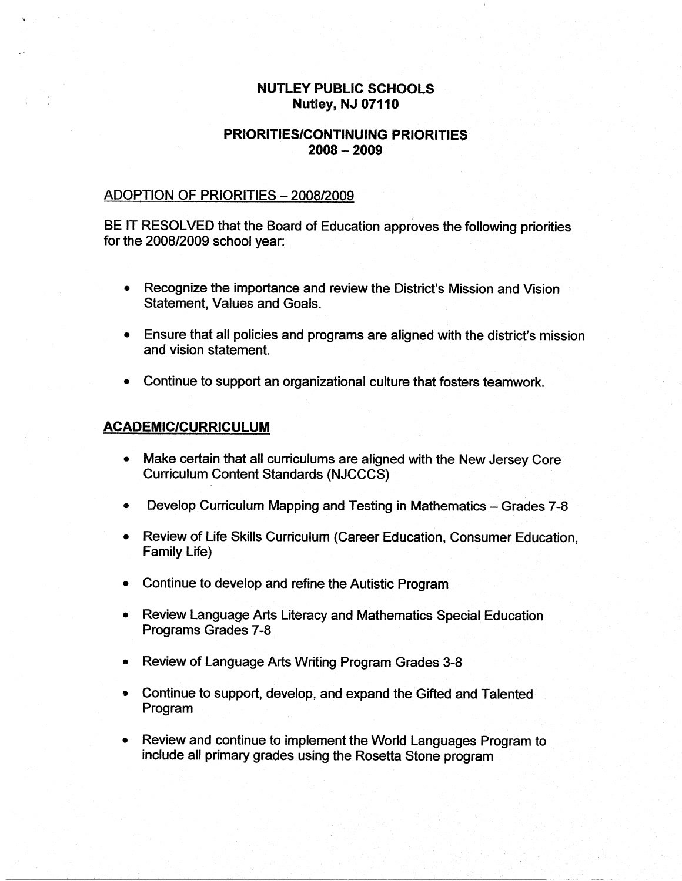# NUTLEY PUBLIC SCHOOLS
## Nutley, NJ 07110

## PRIORITIES/CONTINUING PRIORITIES
## 2008 – 2009

ADOPTION OF PRIORITIES – 2008/2009

BE IT RESOLVED that the Board of Education approves the following priorities for the 2008/2009 school year:

- Recognize the importance and review the District's Mission and Vision Statement, Values and Goals.
- Ensure that all policies and programs are aligned with the district's mission and vision statement.
- Continue to support an organizational culture that fosters teamwork.

**ACADEMIC/CURRICULUM**

- Make certain that all curriculums are aligned with the New Jersey Core Curriculum Content Standards (NJCCCS)
- Develop Curriculum Mapping and Testing in Mathematics – Grades 7-8
- Review of Life Skills Curriculum (Career Education, Consumer Education, Family Life)
- Continue to develop and refine the Autistic Program
- Review Language Arts Literacy and Mathematics Special Education Programs Grades 7-8
- Review of Language Arts Writing Program Grades 3-8
- Continue to support, develop, and expand the Gifted and Talented Program
- Review and continue to implement the World Languages Program to include all primary grades using the Rosetta Stone program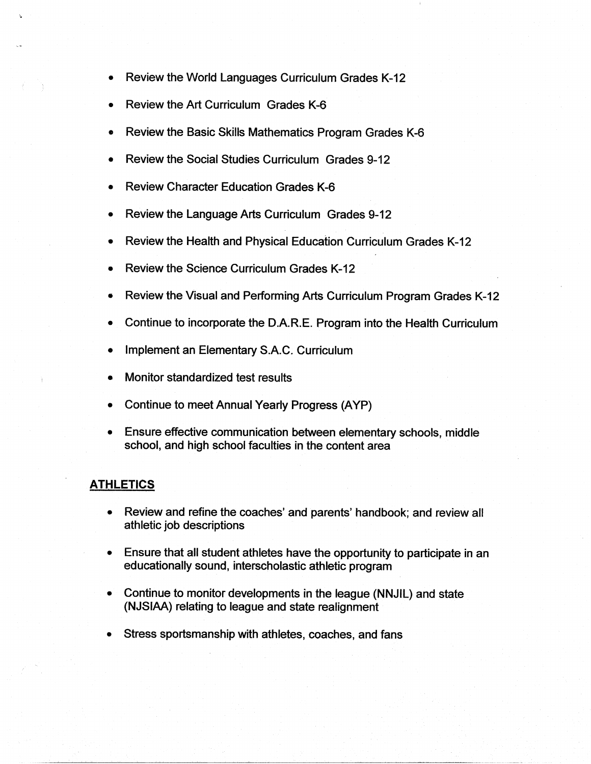- Review the World Languages Curriculum Grades K-12
- Review the Art Curriculum Grades K-6
- Review the Basic Skills Mathematics Program Grades K-6
- Review the Social Studies Curriculum Grades 9-12
- Review Character Education Grades K-6
- Review the Language Arts Curriculum Grades 9-12
- Review the Health and Physical Education Curriculum Grades K-12
- Review the Science Curriculum Grades K-12
- Review the Visual and Performing Arts Curriculum Program Grades K-12
- Continue to incorporate the D.A.R.E. Program into the Health Curriculum
- Implement an Elementary S.A.C. Curriculum
- Monitor standardized test results
- Continue to meet Annual Yearly Progress (AYP)
- Ensure effective communication between elementary schools, middle school, and high school faculties in the content area

## ATHLETICS

- Review and refine the coaches' and parents' handbook; and review all athletic job descriptions
- Ensure that all student athletes have the opportunity to participate in an educationally sound, interscholastic athletic program
- Continue to monitor developments in the league (NNJIL) and state (NJSIAA) relating to league and state realignment
- Stress sportsmanship with athletes, coaches, and fans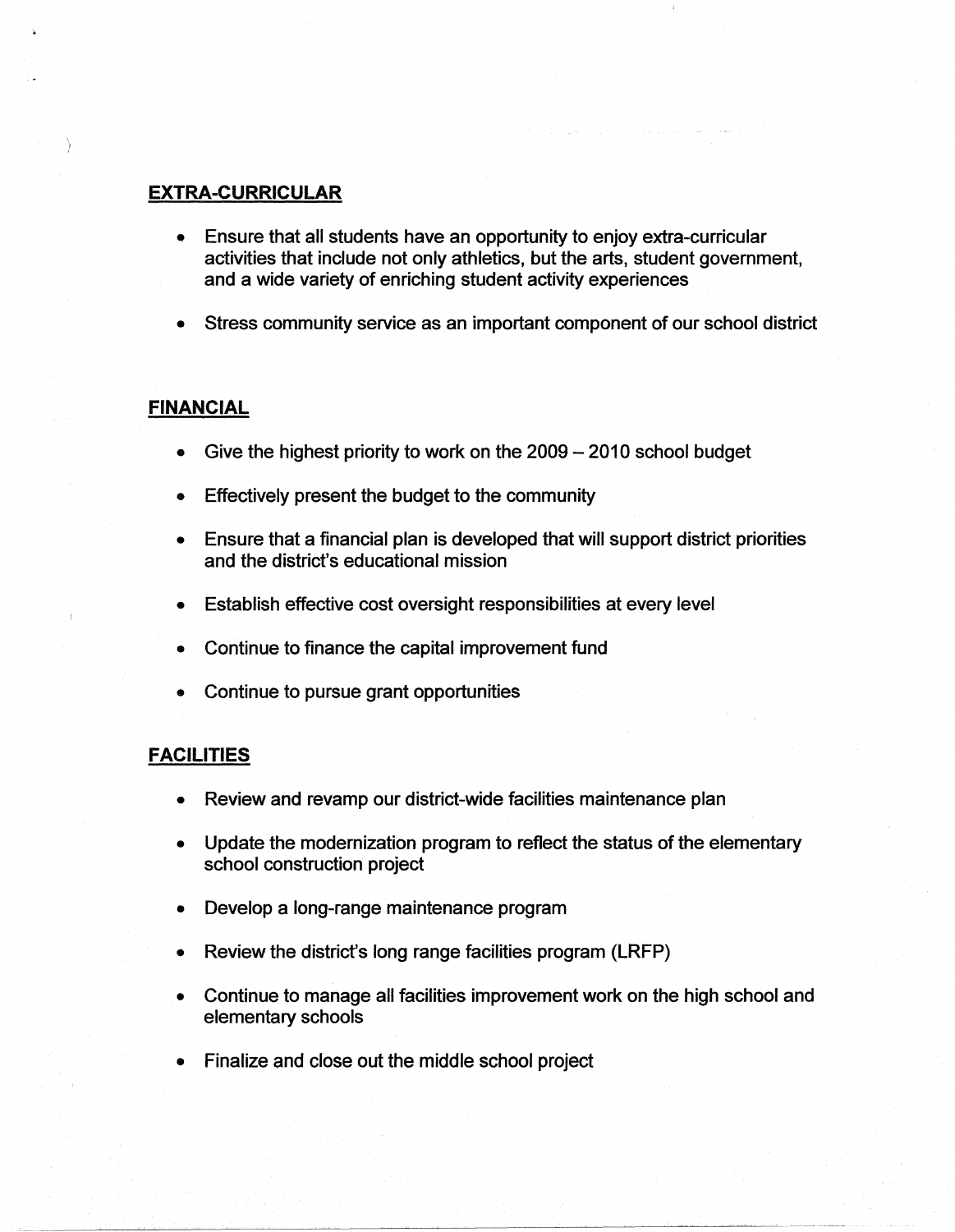## EXTRA-CURRICULAR

- Ensure that all students have an opportunity to enjoy extra-curricular activities that include not only athletics, but the arts, student government, and a wide variety of enriching student activity experiences
- Stress community service as an important component of our school district

## FINANCIAL

- Give the highest priority to work on the 2009 – 2010 school budget
- Effectively present the budget to the community
- Ensure that a financial plan is developed that will support district priorities and the district's educational mission
- Establish effective cost oversight responsibilities at every level
- Continue to finance the capital improvement fund
- Continue to pursue grant opportunities

## FACILITIES

- Review and revamp our district-wide facilities maintenance plan
- Update the modernization program to reflect the status of the elementary school construction project
- Develop a long-range maintenance program
- Review the district's long range facilities program (LRFP)
- Continue to manage all facilities improvement work on the high school and elementary schools
- Finalize and close out the middle school project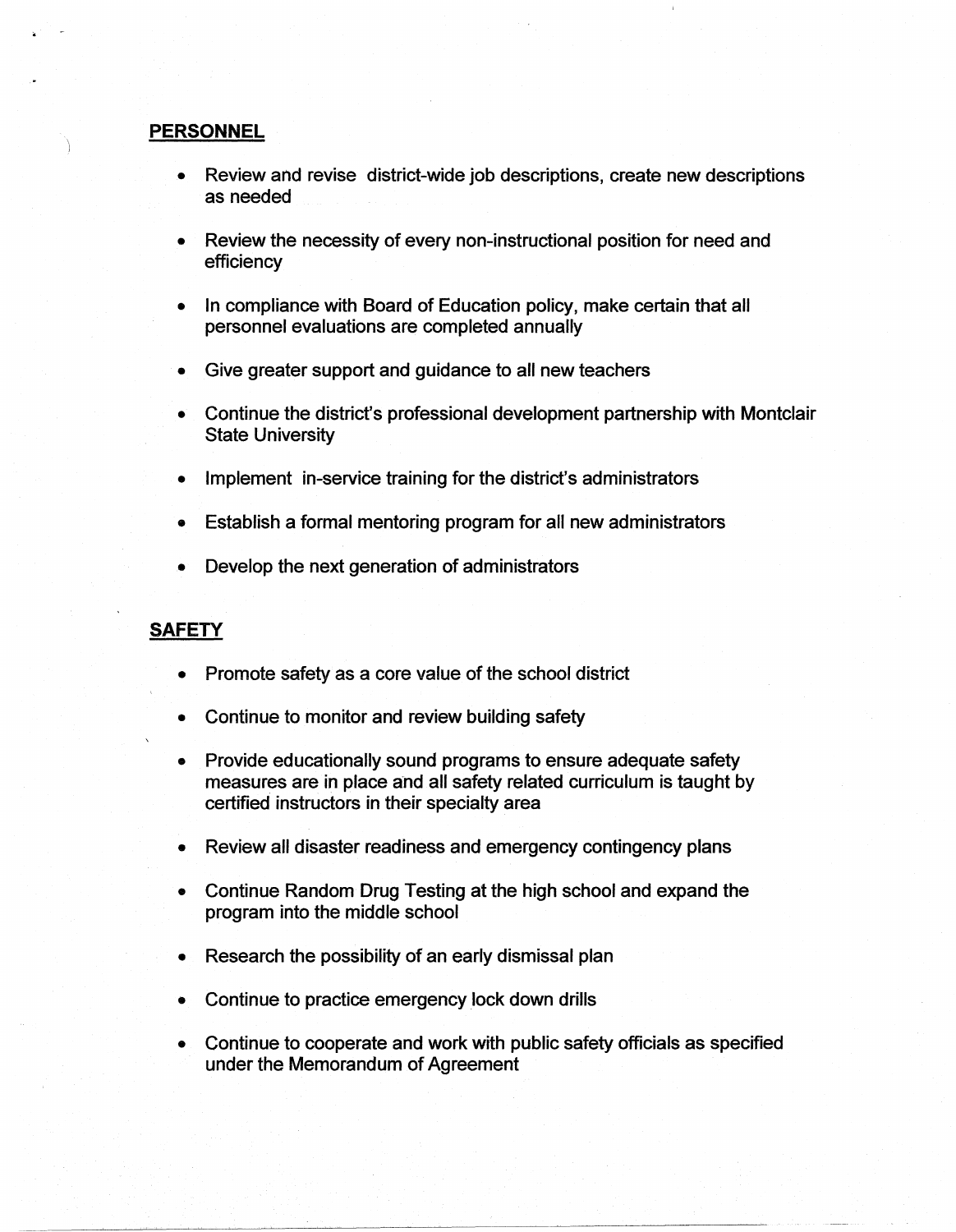## PERSONNEL

- Review and revise district-wide job descriptions, create new descriptions as needed
- Review the necessity of every non-instructional position for need and efficiency
- In compliance with Board of Education policy, make certain that all personnel evaluations are completed annually
- Give greater support and guidance to all new teachers
- Continue the district's professional development partnership with Montclair State University
- Implement in-service training for the district's administrators
- Establish a formal mentoring program for all new administrators
- Develop the next generation of administrators

## SAFETY

- Promote safety as a core value of the school district
- Continue to monitor and review building safety
- Provide educationally sound programs to ensure adequate safety measures are in place and all safety related curriculum is taught by certified instructors in their specialty area
- Review all disaster readiness and emergency contingency plans
- Continue Random Drug Testing at the high school and expand the program into the middle school
- Research the possibility of an early dismissal plan
- Continue to practice emergency lock down drills
- Continue to cooperate and work with public safety officials as specified under the Memorandum of Agreement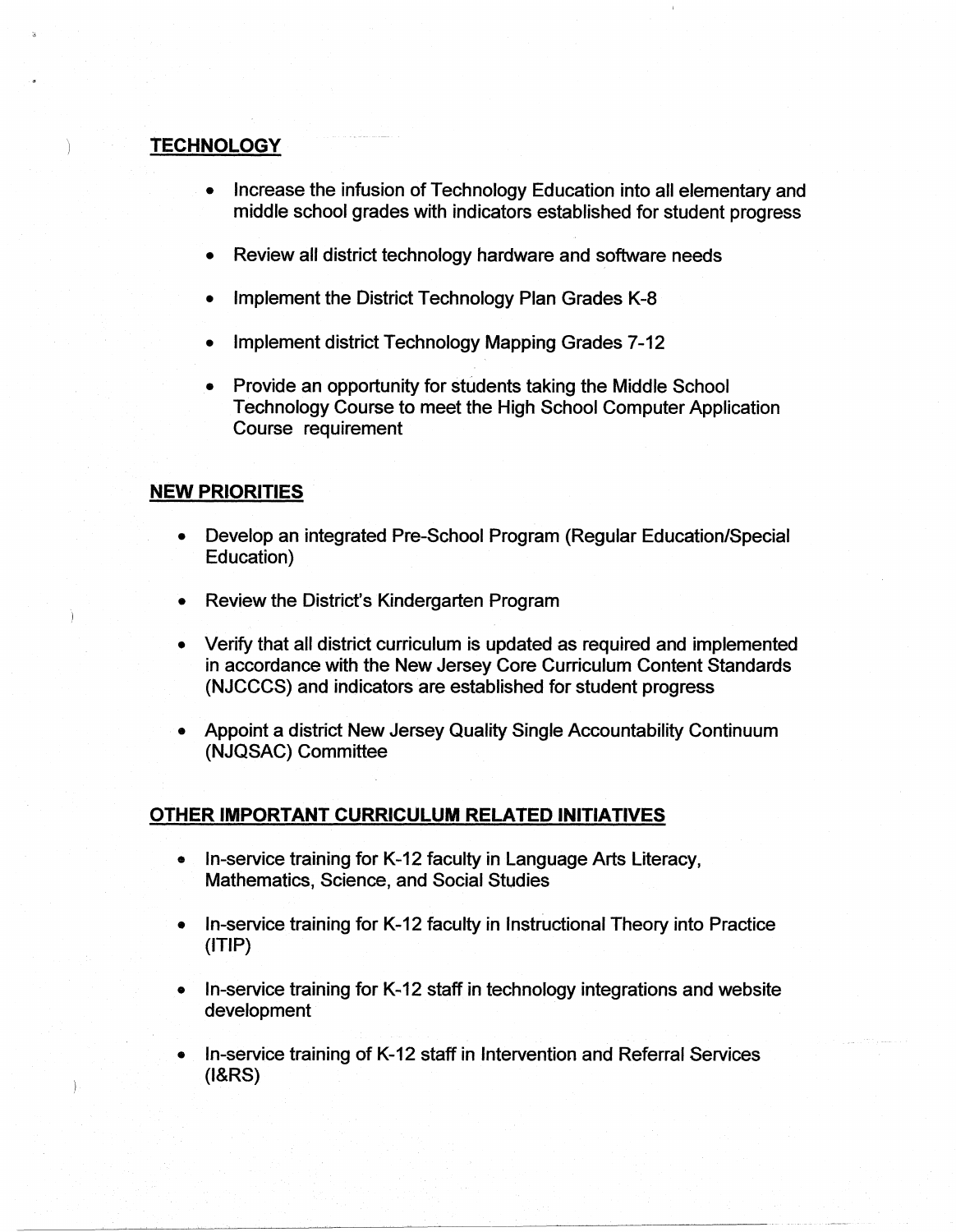## TECHNOLOGY

- Increase the infusion of Technology Education into all elementary and middle school grades with indicators established for student progress
- Review all district technology hardware and software needs
- Implement the District Technology Plan Grades K-8
- Implement district Technology Mapping Grades 7-12
- Provide an opportunity for students taking the Middle School Technology Course to meet the High School Computer Application Course requirement

## NEW PRIORITIES

- Develop an integrated Pre-School Program (Regular Education/Special Education)
- Review the District's Kindergarten Program
- Verify that all district curriculum is updated as required and implemented in accordance with the New Jersey Core Curriculum Content Standards (NJCCCS) and indicators are established for student progress
- Appoint a district New Jersey Quality Single Accountability Continuum (NJQSAC) Committee

## OTHER IMPORTANT CURRICULUM RELATED INITIATIVES

- In-service training for K-12 faculty in Language Arts Literacy, Mathematics, Science, and Social Studies
- In-service training for K-12 faculty in Instructional Theory into Practice (ITIP)
- In-service training for K-12 staff in technology integrations and website development
- In-service training of K-12 staff in Intervention and Referral Services (I&RS)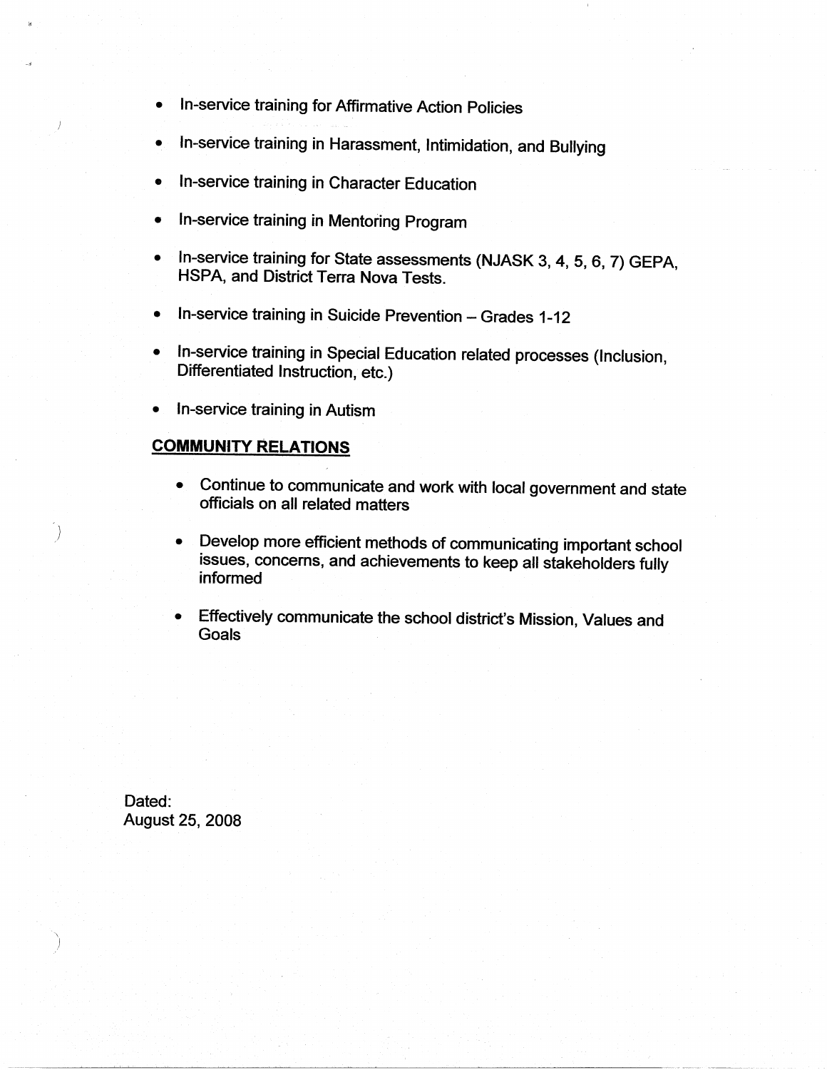- In-service training for Affirmative Action Policies
- In-service training in Harassment, Intimidation, and Bullying
- In-service training in Character Education
- In-service training in Mentoring Program
- In-service training for State assessments (NJASK 3, 4, 5, 6, 7) GEPA, HSPA, and District Terra Nova Tests.
- In-service training in Suicide Prevention – Grades 1-12
- In-service training in Special Education related processes (Inclusion, Differentiated Instruction, etc.)
- In-service training in Autism

**COMMUNITY RELATIONS**

- Continue to communicate and work with local government and state officials on all related matters
- Develop more efficient methods of communicating important school issues, concerns, and achievements to keep all stakeholders fully informed
- Effectively communicate the school district's Mission, Values and Goals

Dated:
August 25, 2008